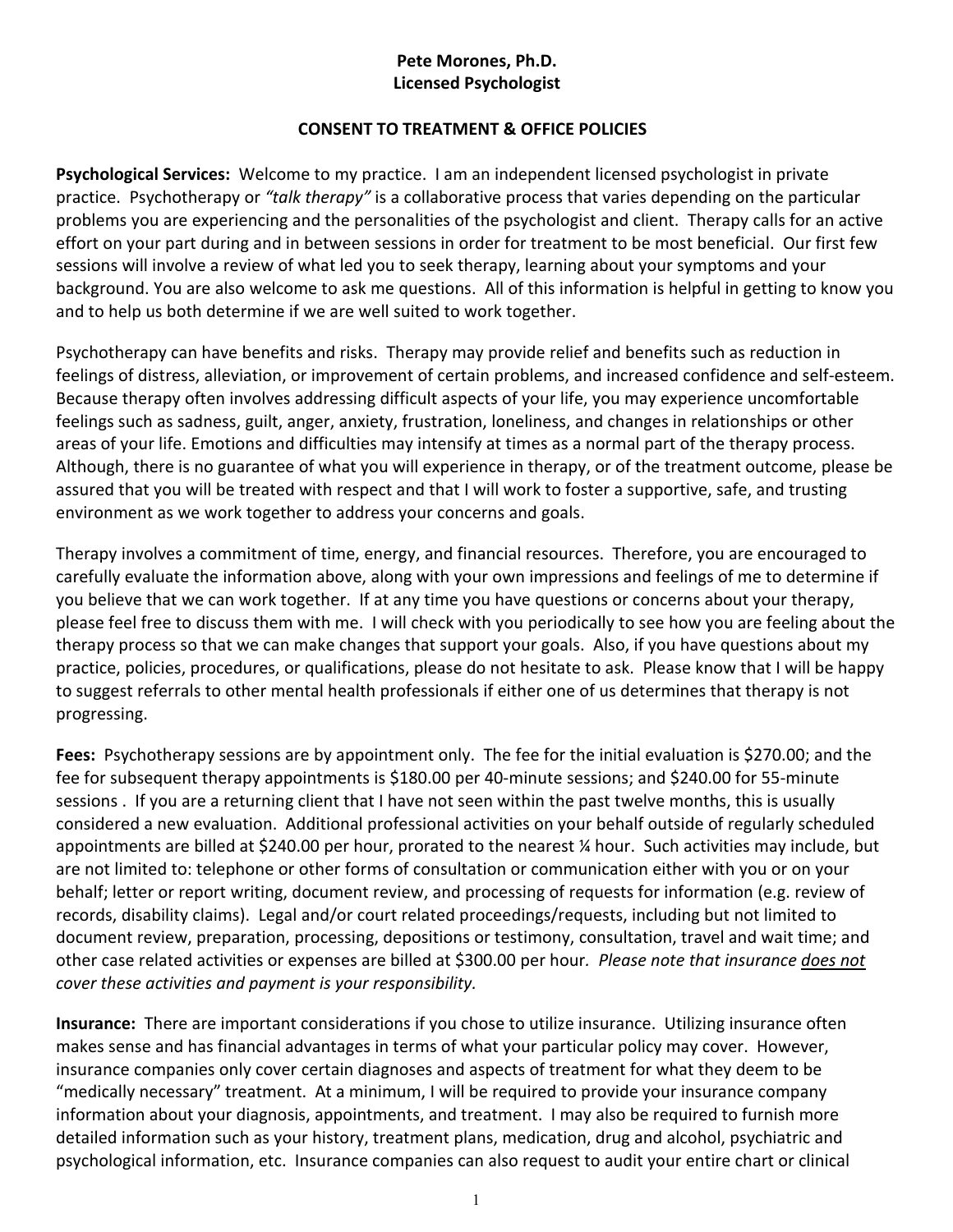**Pete Morones, Ph.D.**
**Licensed Psychologist**

## CONSENT TO TREATMENT & OFFICE POLICIES

**Psychological Services:** Welcome to my practice. I am an independent licensed psychologist in private practice. Psychotherapy or *"talk therapy"* is a collaborative process that varies depending on the particular problems you are experiencing and the personalities of the psychologist and client. Therapy calls for an active effort on your part during and in between sessions in order for treatment to be most beneficial. Our first few sessions will involve a review of what led you to seek therapy, learning about your symptoms and your background. You are also welcome to ask me questions. All of this information is helpful in getting to know you and to help us both determine if we are well suited to work together.

Psychotherapy can have benefits and risks. Therapy may provide relief and benefits such as reduction in feelings of distress, alleviation, or improvement of certain problems, and increased confidence and self-esteem. Because therapy often involves addressing difficult aspects of your life, you may experience uncomfortable feelings such as sadness, guilt, anger, anxiety, frustration, loneliness, and changes in relationships or other areas of your life. Emotions and difficulties may intensify at times as a normal part of the therapy process. Although, there is no guarantee of what you will experience in therapy, or of the treatment outcome, please be assured that you will be treated with respect and that I will work to foster a supportive, safe, and trusting environment as we work together to address your concerns and goals.

Therapy involves a commitment of time, energy, and financial resources. Therefore, you are encouraged to carefully evaluate the information above, along with your own impressions and feelings of me to determine if you believe that we can work together. If at any time you have questions or concerns about your therapy, please feel free to discuss them with me. I will check with you periodically to see how you are feeling about the therapy process so that we can make changes that support your goals. Also, if you have questions about my practice, policies, procedures, or qualifications, please do not hesitate to ask. Please know that I will be happy to suggest referrals to other mental health professionals if either one of us determines that therapy is not progressing.

**Fees:** Psychotherapy sessions are by appointment only. The fee for the initial evaluation is $270.00; and the fee for subsequent therapy appointments is $180.00 per 40-minute sessions; and $240.00 for 55-minute sessions . If you are a returning client that I have not seen within the past twelve months, this is usually considered a new evaluation. Additional professional activities on your behalf outside of regularly scheduled appointments are billed at $240.00 per hour, prorated to the nearest ¼ hour. Such activities may include, but are not limited to: telephone or other forms of consultation or communication either with you or on your behalf; letter or report writing, document review, and processing of requests for information (e.g. review of records, disability claims). Legal and/or court related proceedings/requests, including but not limited to document review, preparation, processing, depositions or testimony, consultation, travel and wait time; and other case related activities or expenses are billed at $300.00 per hour. *Please note that insurance <u>does not</u> cover these activities and payment is your responsibility.*

**Insurance:** There are important considerations if you chose to utilize insurance. Utilizing insurance often makes sense and has financial advantages in terms of what your particular policy may cover. However, insurance companies only cover certain diagnoses and aspects of treatment for what they deem to be "medically necessary" treatment. At a minimum, I will be required to provide your insurance company information about your diagnosis, appointments, and treatment. I may also be required to furnish more detailed information such as your history, treatment plans, medication, drug and alcohol, psychiatric and psychological information, etc. Insurance companies can also request to audit your entire chart or clinical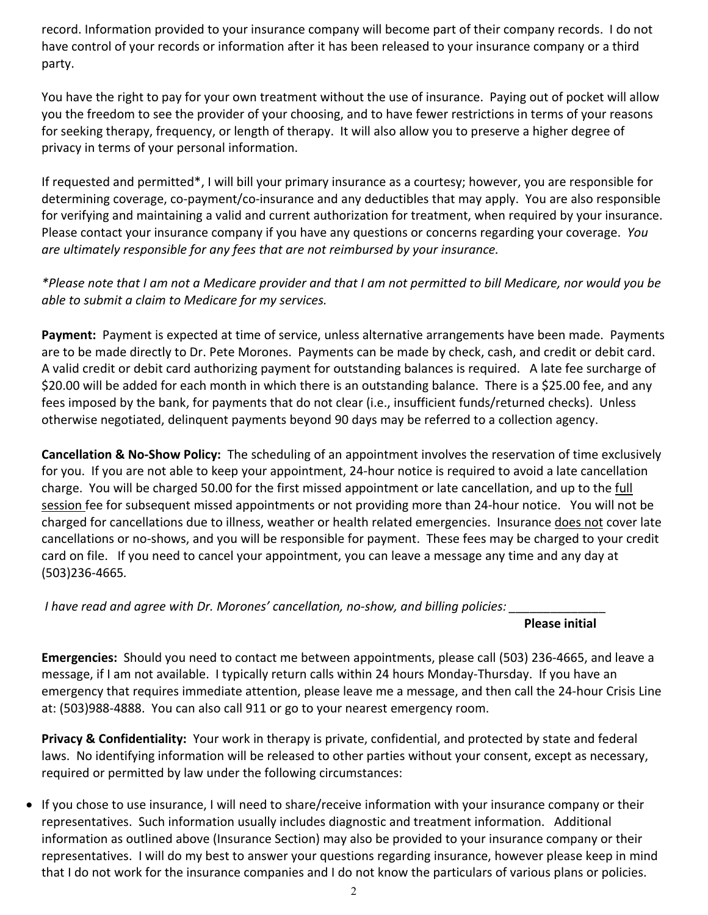record. Information provided to your insurance company will become part of their company records. I do not have control of your records or information after it has been released to your insurance company or a third party.

You have the right to pay for your own treatment without the use of insurance. Paying out of pocket will allow you the freedom to see the provider of your choosing, and to have fewer restrictions in terms of your reasons for seeking therapy, frequency, or length of therapy. It will also allow you to preserve a higher degree of privacy in terms of your personal information.

If requested and permitted*, I will bill your primary insurance as a courtesy; however, you are responsible for determining coverage, co-payment/co-insurance and any deductibles that may apply. You are also responsible for verifying and maintaining a valid and current authorization for treatment, when required by your insurance. Please contact your insurance company if you have any questions or concerns regarding your coverage. *You are ultimately responsible for any fees that are not reimbursed by your insurance.*

**Please note that I am not a Medicare provider and that I am not permitted to bill Medicare, nor would you be able to submit a claim to Medicare for my services.*

**Payment:** Payment is expected at time of service, unless alternative arrangements have been made. Payments are to be made directly to Dr. Pete Morones. Payments can be made by check, cash, and credit or debit card. A valid credit or debit card authorizing payment for outstanding balances is required. A late fee surcharge of $20.00 will be added for each month in which there is an outstanding balance. There is a $25.00 fee, and any fees imposed by the bank, for payments that do not clear (i.e., insufficient funds/returned checks). Unless otherwise negotiated, delinquent payments beyond 90 days may be referred to a collection agency.

**Cancellation & No-Show Policy:** The scheduling of an appointment involves the reservation of time exclusively for you. If you are not able to keep your appointment, 24-hour notice is required to avoid a late cancellation charge. You will be charged 50.00 for the first missed appointment or late cancellation, and up to the <u>full session</u> fee for subsequent missed appointments or not providing more than 24-hour notice. You will not be charged for cancellations due to illness, weather or health related emergencies. Insurance <u>does not</u> cover late cancellations or no-shows, and you will be responsible for payment. These fees may be charged to your credit card on file. If you need to cancel your appointment, you can leave a message any time and any day at (503)236-4665.

*I have read and agree with Dr. Morones' cancellation, no-show, and billing policies:* ______________
**Please initial**

**Emergencies:** Should you need to contact me between appointments, please call (503) 236-4665, and leave a message, if I am not available. I typically return calls within 24 hours Monday-Thursday. If you have an emergency that requires immediate attention, please leave me a message, and then call the 24-hour Crisis Line at: (503)988-4888. You can also call 911 or go to your nearest emergency room.

**Privacy & Confidentiality:** Your work in therapy is private, confidential, and protected by state and federal laws. No identifying information will be released to other parties without your consent, except as necessary, required or permitted by law under the following circumstances:

- If you chose to use insurance, I will need to share/receive information with your insurance company or their representatives. Such information usually includes diagnostic and treatment information. Additional information as outlined above (Insurance Section) may also be provided to your insurance company or their representatives. I will do my best to answer your questions regarding insurance, however please keep in mind that I do not work for the insurance companies and I do not know the particulars of various plans or policies.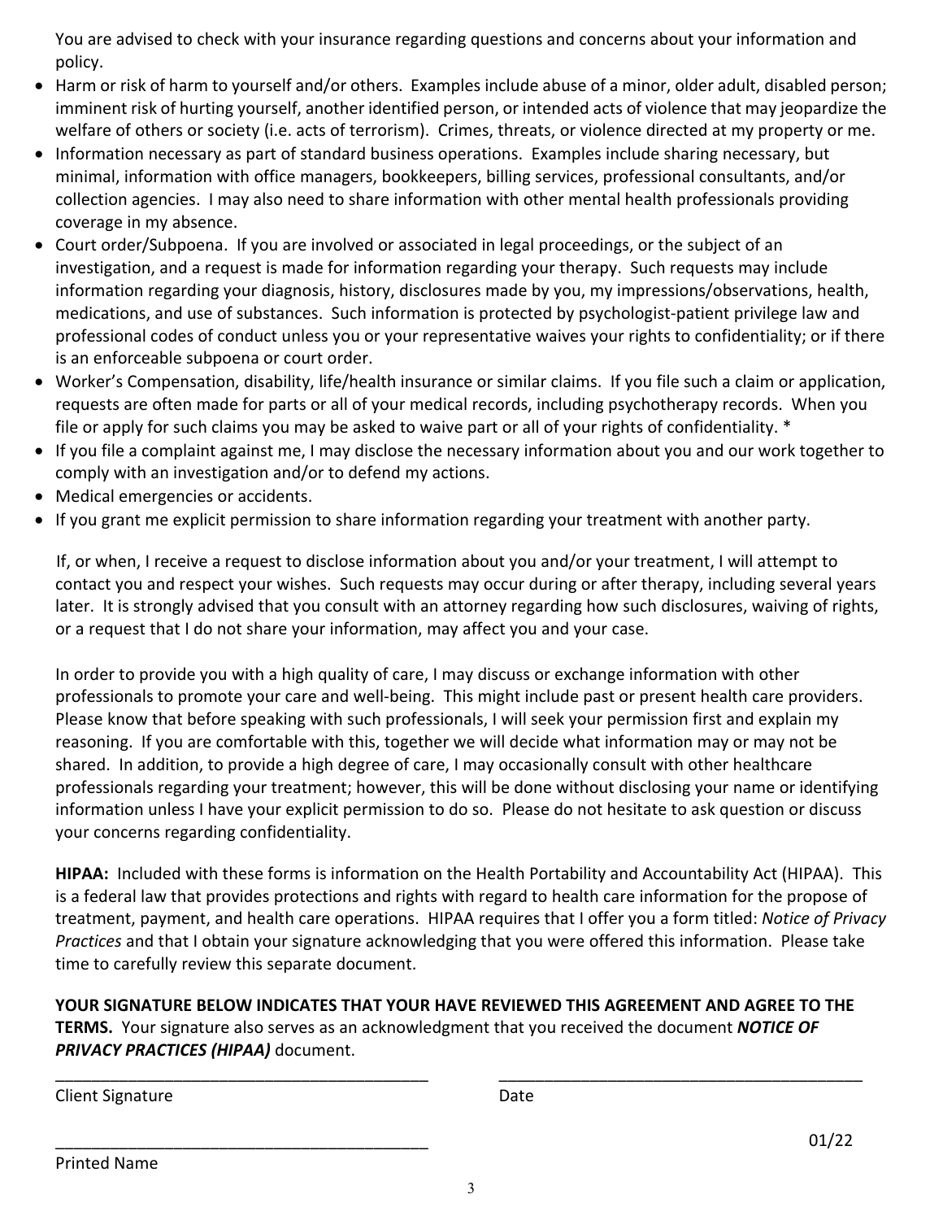You are advised to check with your insurance regarding questions and concerns about your information and policy.

- Harm or risk of harm to yourself and/or others. Examples include abuse of a minor, older adult, disabled person; imminent risk of hurting yourself, another identified person, or intended acts of violence that may jeopardize the welfare of others or society (i.e. acts of terrorism). Crimes, threats, or violence directed at my property or me.
- Information necessary as part of standard business operations. Examples include sharing necessary, but minimal, information with office managers, bookkeepers, billing services, professional consultants, and/or collection agencies. I may also need to share information with other mental health professionals providing coverage in my absence.
- Court order/Subpoena. If you are involved or associated in legal proceedings, or the subject of an investigation, and a request is made for information regarding your therapy. Such requests may include information regarding your diagnosis, history, disclosures made by you, my impressions/observations, health, medications, and use of substances. Such information is protected by psychologist-patient privilege law and professional codes of conduct unless you or your representative waives your rights to confidentiality; or if there is an enforceable subpoena or court order.
- Worker's Compensation, disability, life/health insurance or similar claims. If you file such a claim or application, requests are often made for parts or all of your medical records, including psychotherapy records. When you file or apply for such claims you may be asked to waive part or all of your rights of confidentiality. *
- If you file a complaint against me, I may disclose the necessary information about you and our work together to comply with an investigation and/or to defend my actions.
- Medical emergencies or accidents.
- If you grant me explicit permission to share information regarding your treatment with another party.

If, or when, I receive a request to disclose information about you and/or your treatment, I will attempt to contact you and respect your wishes. Such requests may occur during or after therapy, including several years later. It is strongly advised that you consult with an attorney regarding how such disclosures, waiving of rights, or a request that I do not share your information, may affect you and your case.

In order to provide you with a high quality of care, I may discuss or exchange information with other professionals to promote your care and well-being. This might include past or present health care providers. Please know that before speaking with such professionals, I will seek your permission first and explain my reasoning. If you are comfortable with this, together we will decide what information may or may not be shared. In addition, to provide a high degree of care, I may occasionally consult with other healthcare professionals regarding your treatment; however, this will be done without disclosing your name or identifying information unless I have your explicit permission to do so. Please do not hesitate to ask question or discuss your concerns regarding confidentiality.

**HIPAA:** Included with these forms is information on the Health Portability and Accountability Act (HIPAA). This is a federal law that provides protections and rights with regard to health care information for the propose of treatment, payment, and health care operations. HIPAA requires that I offer you a form titled: *Notice of Privacy Practices* and that I obtain your signature acknowledging that you were offered this information. Please take time to carefully review this separate document.

**YOUR SIGNATURE BELOW INDICATES THAT YOUR HAVE REVIEWED THIS AGREEMENT AND AGREE TO THE TERMS.** Your signature also serves as an acknowledgment that you received the document ***NOTICE OF PRIVACY PRACTICES (HIPAA)*** document.

\_\_\_\_\_\_\_\_\_\_\_\_\_\_\_\_\_\_\_\_\_\_\_\_\_\_\_\_\_\_\_\_\_\_\_\_\_\_\_\_ \_\_\_\_\_\_\_\_\_\_\_\_\_\_\_\_\_\_\_\_\_\_\_\_\_\_\_\_\_\_\_\_\_\_\_\_\_\_\_\_

Client Signature Date

\_\_\_\_\_\_\_\_\_\_\_\_\_\_\_\_\_\_\_\_\_\_\_\_\_\_\_\_\_\_\_\_\_\_\_\_\_\_\_\_

Printed Name

01/22